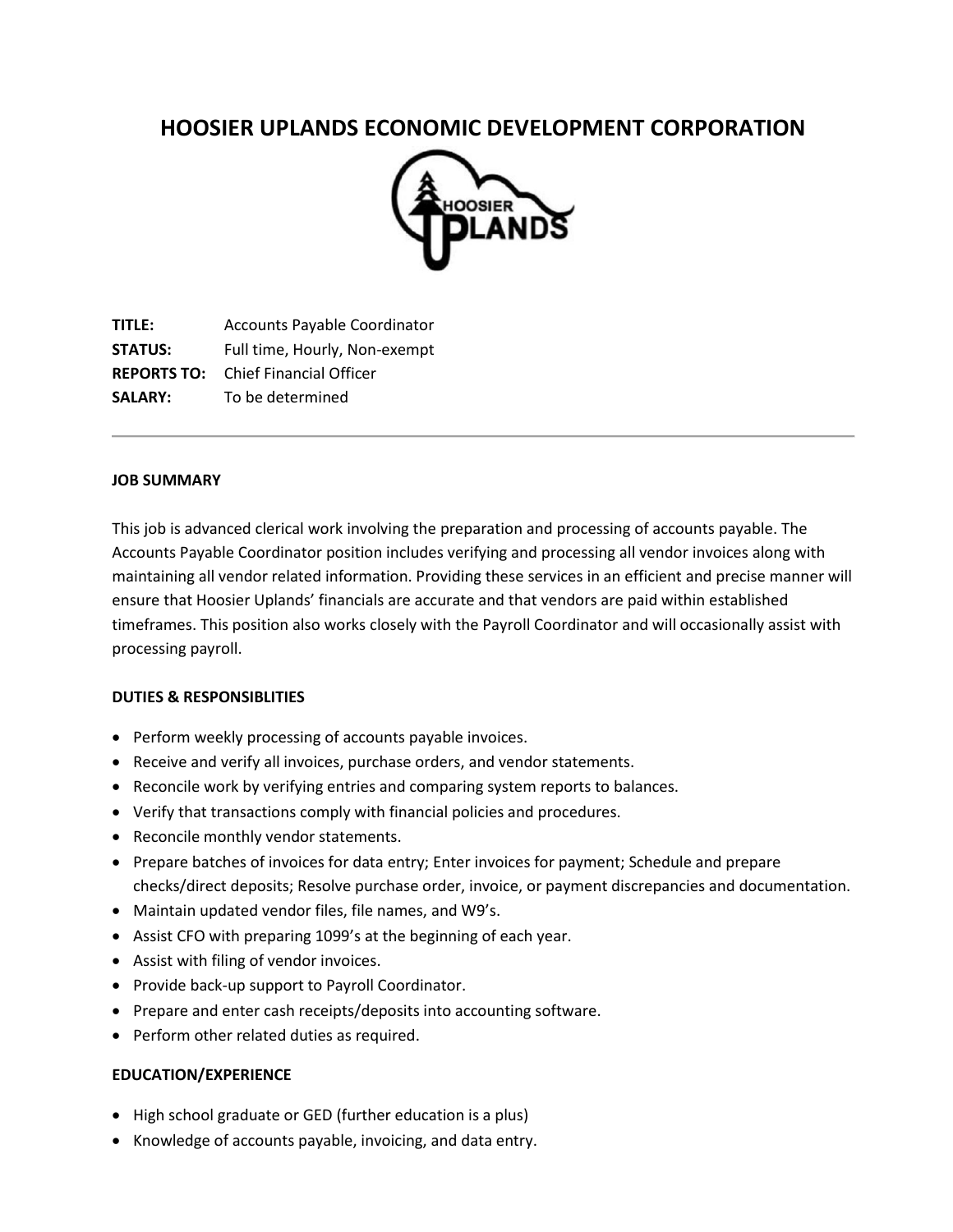# HOOSIER UPLANDS ECONOMIC DEVELOPMENT CORPORATION

**TITLE:** Accounts Payable Coordinator
**STATUS:** Full time, Hourly, Non-exempt
**REPORTS TO:** Chief Financial Officer
**SALARY:** To be determined

---

**JOB SUMMARY**

This job is advanced clerical work involving the preparation and processing of accounts payable. The Accounts Payable Coordinator position includes verifying and processing all vendor invoices along with maintaining all vendor related information. Providing these services in an efficient and precise manner will ensure that Hoosier Uplands' financials are accurate and that vendors are paid within established timeframes. This position also works closely with the Payroll Coordinator and will occasionally assist with processing payroll.

**DUTIES & RESPONSIBLITIES**

- Perform weekly processing of accounts payable invoices.
- Receive and verify all invoices, purchase orders, and vendor statements.
- Reconcile work by verifying entries and comparing system reports to balances.
- Verify that transactions comply with financial policies and procedures.
- Reconcile monthly vendor statements.
- Prepare batches of invoices for data entry; Enter invoices for payment; Schedule and prepare checks/direct deposits; Resolve purchase order, invoice, or payment discrepancies and documentation.
- Maintain updated vendor files, file names, and W9's.
- Assist CFO with preparing 1099's at the beginning of each year.
- Assist with filing of vendor invoices.
- Provide back-up support to Payroll Coordinator.
- Prepare and enter cash receipts/deposits into accounting software.
- Perform other related duties as required.

**EDUCATION/EXPERIENCE**

- High school graduate or GED (further education is a plus)
- Knowledge of accounts payable, invoicing, and data entry.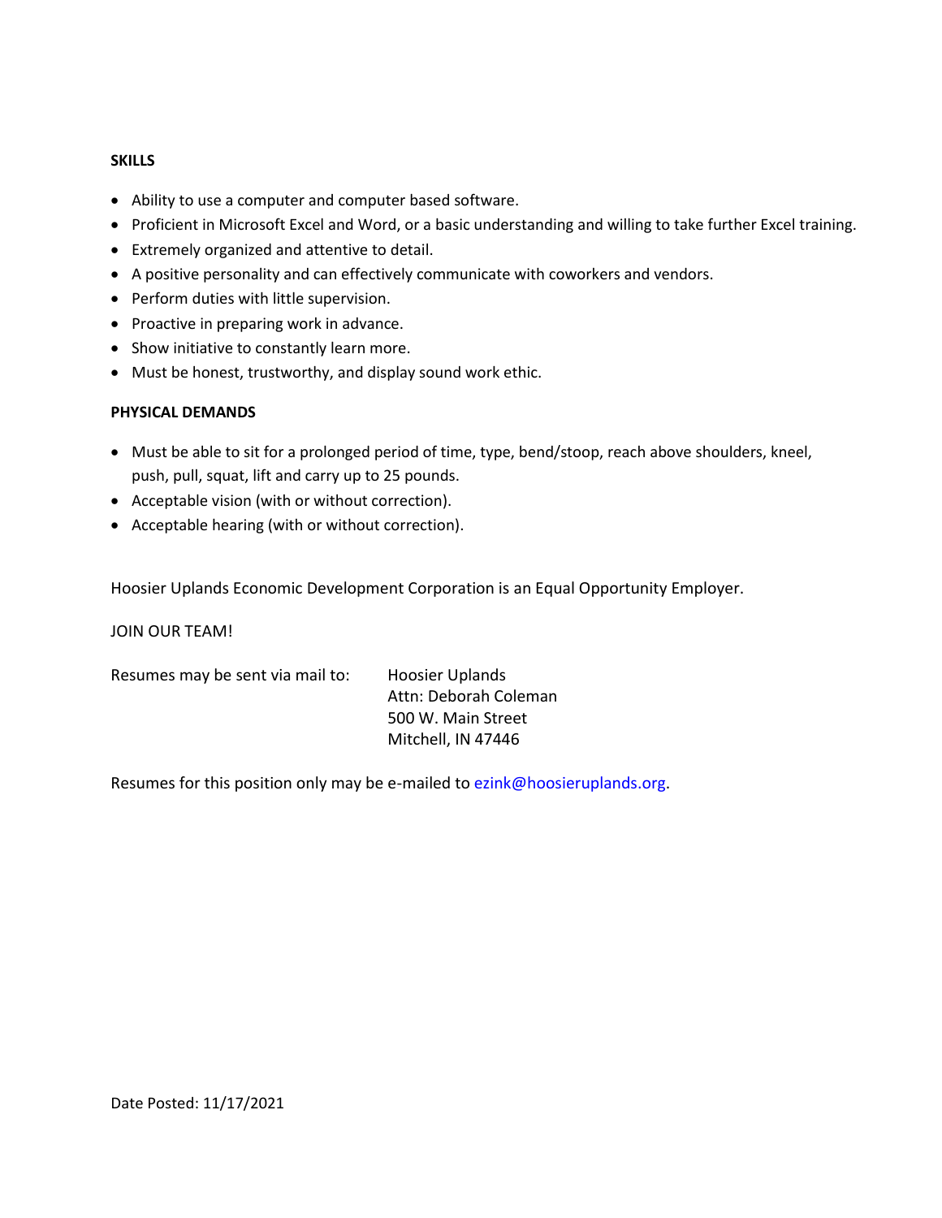**SKILLS**

- Ability to use a computer and computer based software.
- Proficient in Microsoft Excel and Word, or a basic understanding and willing to take further Excel training.
- Extremely organized and attentive to detail.
- A positive personality and can effectively communicate with coworkers and vendors.
- Perform duties with little supervision.
- Proactive in preparing work in advance.
- Show initiative to constantly learn more.
- Must be honest, trustworthy, and display sound work ethic.

**PHYSICAL DEMANDS**

- Must be able to sit for a prolonged period of time, type, bend/stoop, reach above shoulders, kneel, push, pull, squat, lift and carry up to 25 pounds.
- Acceptable vision (with or without correction).
- Acceptable hearing (with or without correction).

Hoosier Uplands Economic Development Corporation is an Equal Opportunity Employer.

JOIN OUR TEAM!

Resumes may be sent via mail to:

Hoosier Uplands
Attn: Deborah Coleman
500 W. Main Street
Mitchell, IN 47446

Resumes for this position only may be e-mailed to ezink@hoosieruplands.org.

Date Posted: 11/17/2021